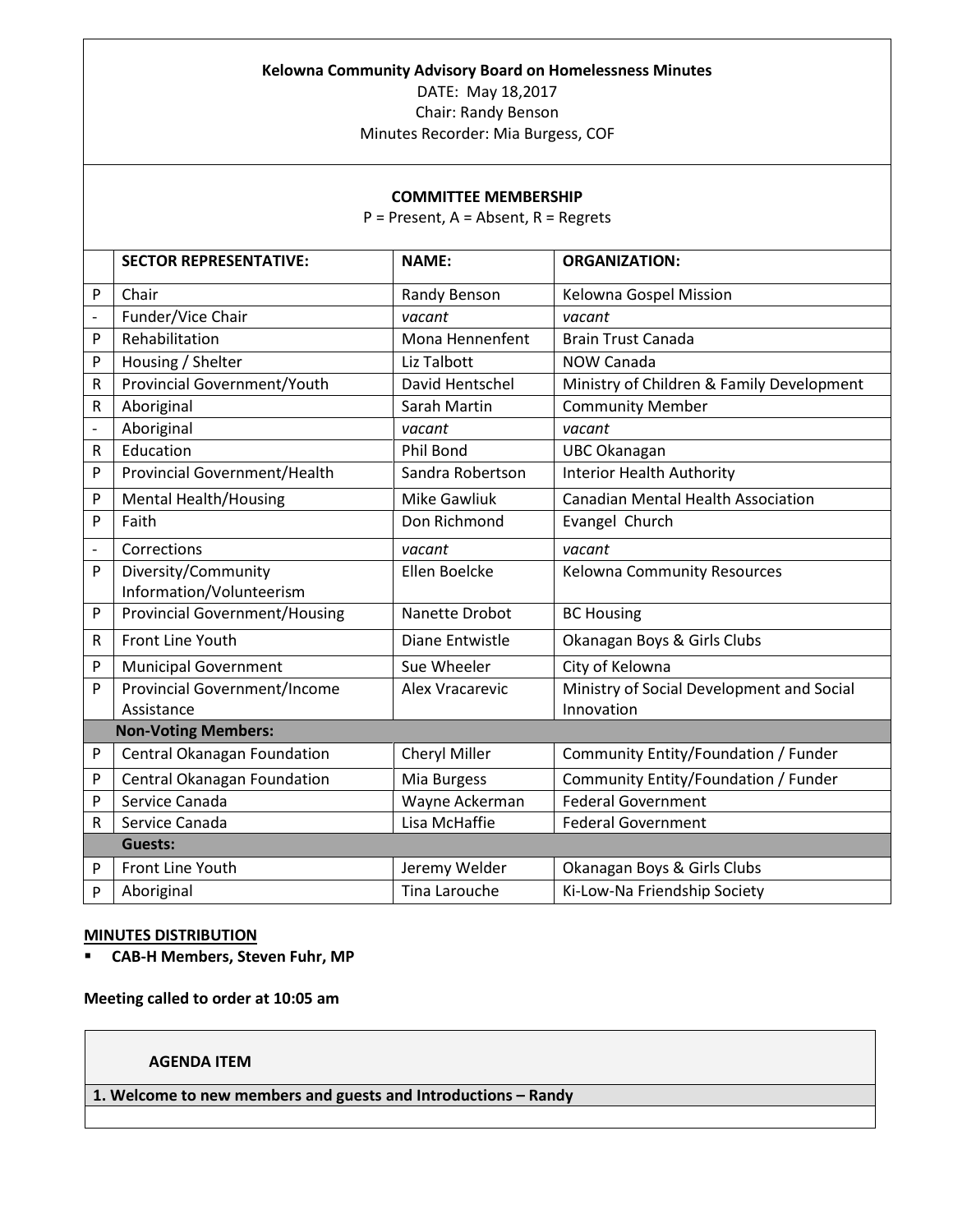**Kelowna Community Advisory Board on Homelessness Minutes**

DATE: May 18,2017

Chair: Randy Benson

Minutes Recorder: Mia Burgess, COF

**COMMITTEE MEMBERSHIP**

P = Present, A = Absent, R = Regrets

| | SECTOR REPRESENTATIVE: | NAME: | ORGANIZATION: |
|---|---|---|---|
| P | Chair | Randy Benson | Kelowna Gospel Mission |
| - | Funder/Vice Chair | *vacant* | *vacant* |
| P | Rehabilitation | Mona Hennenfent | Brain Trust Canada |
| P | Housing / Shelter | Liz Talbott | NOW Canada |
| R | Provincial Government/Youth | David Hentschel | Ministry of Children & Family Development |
| R | Aboriginal | Sarah Martin | Community Member |
| - | Aboriginal | *vacant* | *vacant* |
| R | Education | Phil Bond | UBC Okanagan |
| P | Provincial Government/Health | Sandra Robertson | Interior Health Authority |
| P | Mental Health/Housing | Mike Gawliuk | Canadian Mental Health Association |
| P | Faith | Don Richmond | Evangel Church |
| - | Corrections | *vacant* | *vacant* |
| P | Diversity/Community Information/Volunteerism | Ellen Boelcke | Kelowna Community Resources |
| P | Provincial Government/Housing | Nanette Drobot | BC Housing |
| R | Front Line Youth | Diane Entwistle | Okanagan Boys & Girls Clubs |
| P | Municipal Government | Sue Wheeler | City of Kelowna |
| P | Provincial Government/Income Assistance | Alex Vracarevic | Ministry of Social Development and Social Innovation |
| | **Non-Voting Members:** | | |
| P | Central Okanagan Foundation | Cheryl Miller | Community Entity/Foundation / Funder |
| P | Central Okanagan Foundation | Mia Burgess | Community Entity/Foundation / Funder |
| P | Service Canada | Wayne Ackerman | Federal Government |
| R | Service Canada | Lisa McHaffie | Federal Government |
| | **Guests:** | | |
| P | Front Line Youth | Jeremy Welder | Okanagan Boys & Girls Clubs |
| P | Aboriginal | Tina Larouche | Ki-Low-Na Friendship Society |

**MINUTES DISTRIBUTION**

- **CAB-H Members, Steven Fuhr, MP**

**Meeting called to order at 10:05 am**

| AGENDA ITEM |
|---|
| **1. Welcome to new members and guests and Introductions – Randy** |
| |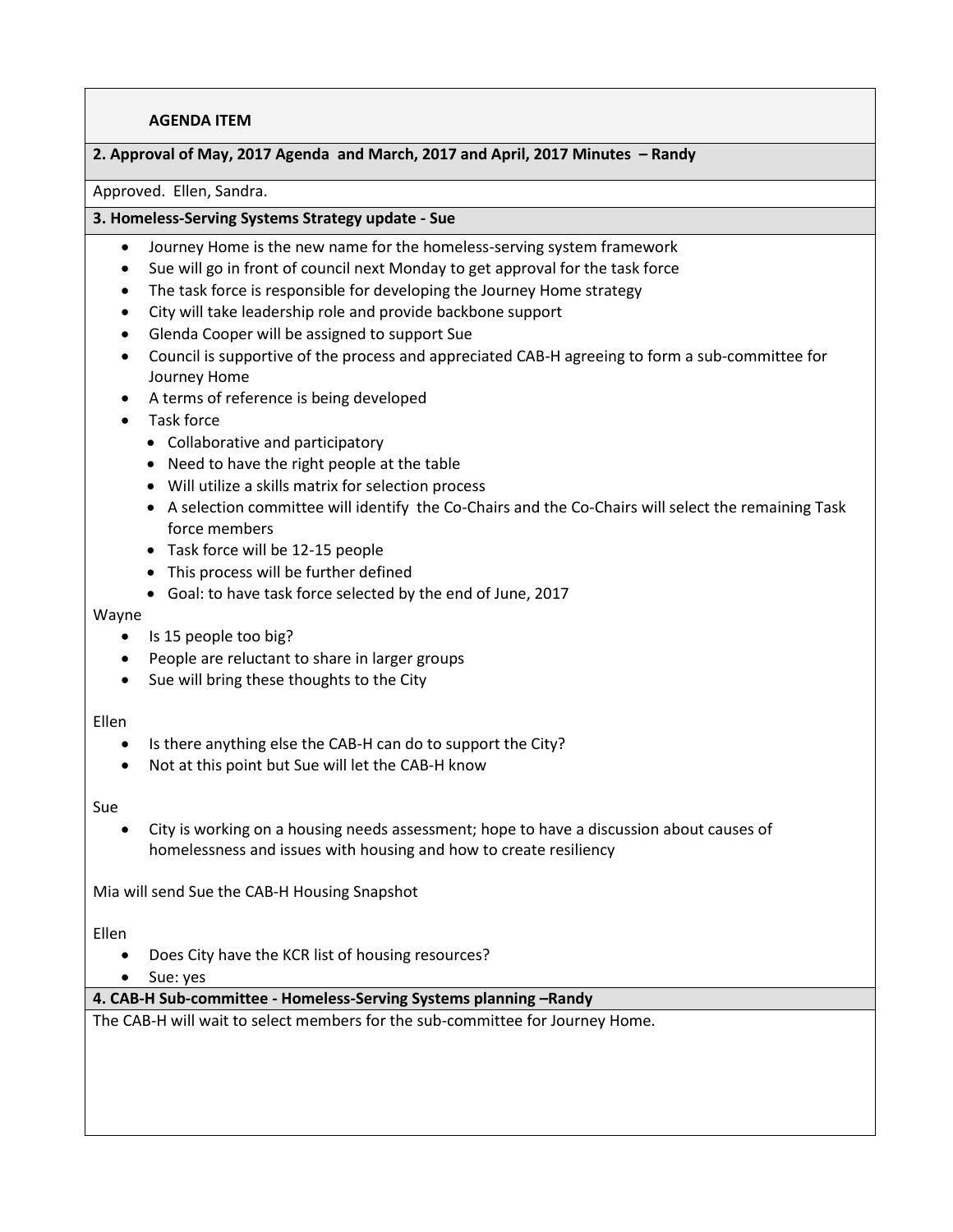**AGENDA ITEM**

**2. Approval of May, 2017 Agenda and March, 2017 and April, 2017 Minutes – Randy**

Approved. Ellen, Sandra.

**3. Homeless-Serving Systems Strategy update - Sue**

- Journey Home is the new name for the homeless-serving system framework
- Sue will go in front of council next Monday to get approval for the task force
- The task force is responsible for developing the Journey Home strategy
- City will take leadership role and provide backbone support
- Glenda Cooper will be assigned to support Sue
- Council is supportive of the process and appreciated CAB-H agreeing to form a sub-committee for Journey Home
- A terms of reference is being developed
- Task force
  - Collaborative and participatory
  - Need to have the right people at the table
  - Will utilize a skills matrix for selection process
  - A selection committee will identify the Co-Chairs and the Co-Chairs will select the remaining Task force members
  - Task force will be 12-15 people
  - This process will be further defined
  - Goal: to have task force selected by the end of June, 2017

Wayne

- Is 15 people too big?
- People are reluctant to share in larger groups
- Sue will bring these thoughts to the City

Ellen

- Is there anything else the CAB-H can do to support the City?
- Not at this point but Sue will let the CAB-H know

Sue

- City is working on a housing needs assessment; hope to have a discussion about causes of homelessness and issues with housing and how to create resiliency

Mia will send Sue the CAB-H Housing Snapshot

Ellen

- Does City have the KCR list of housing resources?
- Sue: yes

**4. CAB-H Sub-committee - Homeless-Serving Systems planning –Randy**

The CAB-H will wait to select members for the sub-committee for Journey Home.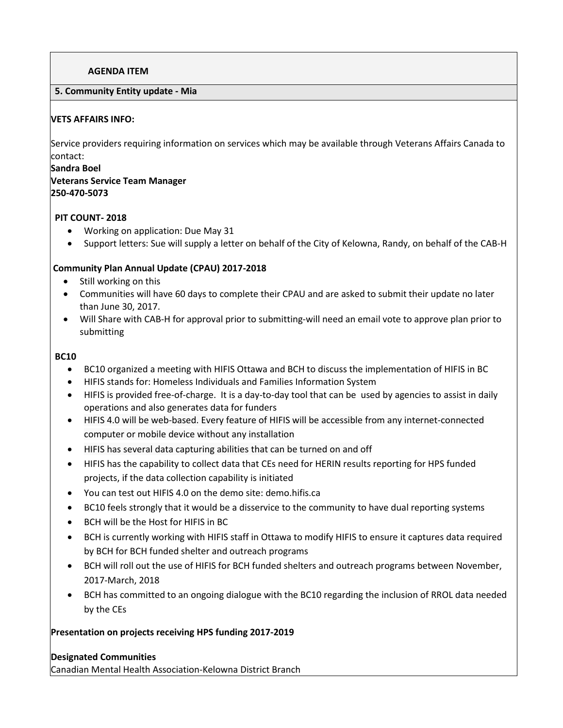**AGENDA ITEM**

**5. Community Entity update - Mia**

**VETS AFFAIRS INFO:**

Service providers requiring information on services which may be available through Veterans Affairs Canada to contact:
**Sandra Boel**
**Veterans Service Team Manager**
**250-470-5073**

**PIT COUNT- 2018**

- Working on application: Due May 31
- Support letters: Sue will supply a letter on behalf of the City of Kelowna, Randy, on behalf of the CAB-H

**Community Plan Annual Update (CPAU) 2017-2018**

- Still working on this
- Communities will have 60 days to complete their CPAU and are asked to submit their update no later than June 30, 2017.
- Will Share with CAB-H for approval prior to submitting-will need an email vote to approve plan prior to submitting

**BC10**

- BC10 organized a meeting with HIFIS Ottawa and BCH to discuss the implementation of HIFIS in BC
- HIFIS stands for: Homeless Individuals and Families Information System
- HIFIS is provided free-of-charge. It is a day-to-day tool that can be used by agencies to assist in daily operations and also generates data for funders
- HIFIS 4.0 will be web-based. Every feature of HIFIS will be accessible from any internet-connected computer or mobile device without any installation
- HIFIS has several data capturing abilities that can be turned on and off
- HIFIS has the capability to collect data that CEs need for HERIN results reporting for HPS funded projects, if the data collection capability is initiated
- You can test out HIFIS 4.0 on the demo site: demo.hifis.ca
- BC10 feels strongly that it would be a disservice to the community to have dual reporting systems
- BCH will be the Host for HIFIS in BC
- BCH is currently working with HIFIS staff in Ottawa to modify HIFIS to ensure it captures data required by BCH for BCH funded shelter and outreach programs
- BCH will roll out the use of HIFIS for BCH funded shelters and outreach programs between November, 2017-March, 2018
- BCH has committed to an ongoing dialogue with the BC10 regarding the inclusion of RROL data needed by the CEs

**Presentation on projects receiving HPS funding 2017-2019**

**Designated Communities**
Canadian Mental Health Association-Kelowna District Branch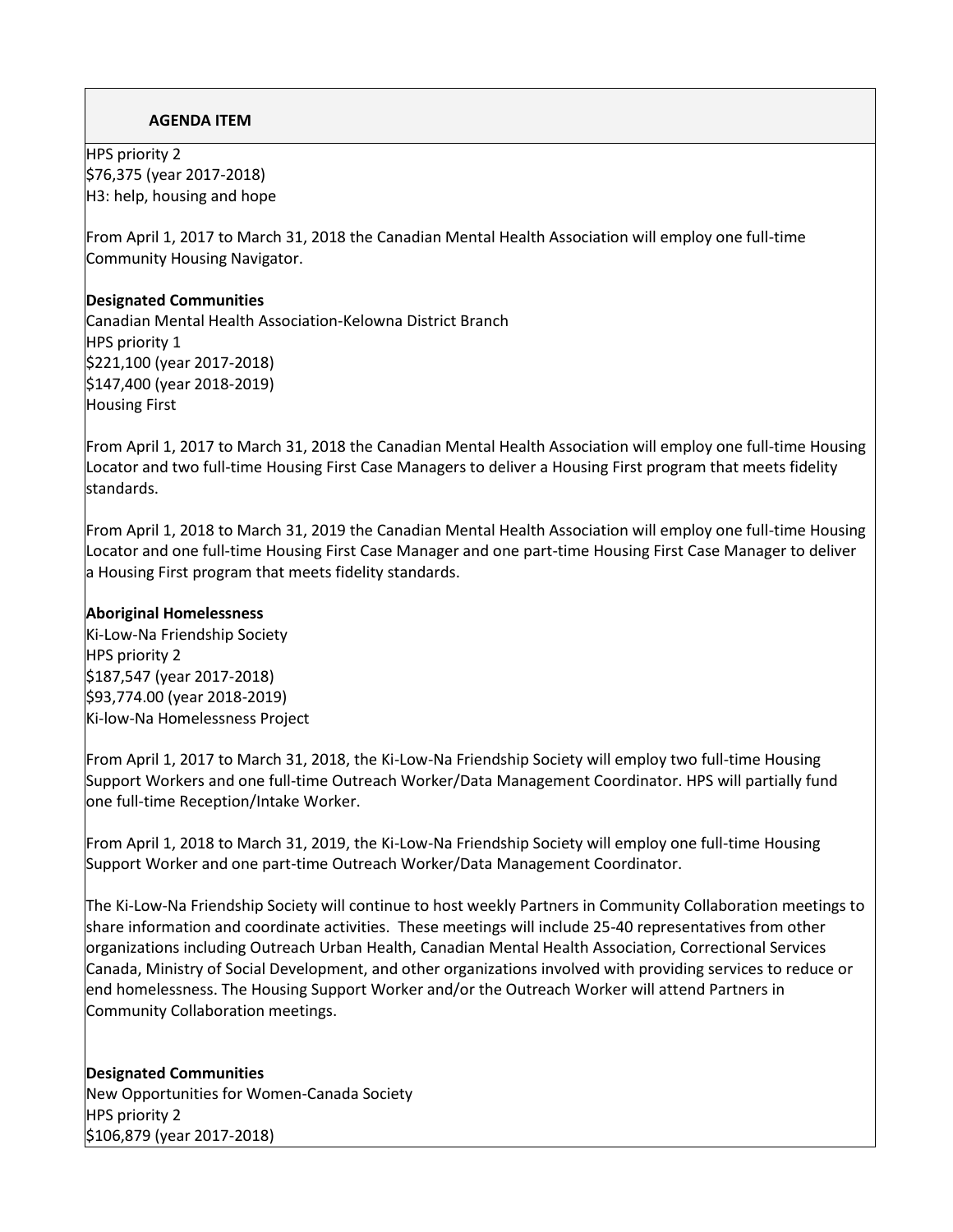**AGENDA ITEM**

HPS priority 2
$76,375 (year 2017-2018)
H3: help, housing and hope

From April 1, 2017 to March 31, 2018 the Canadian Mental Health Association will employ one full-time Community Housing Navigator.

**Designated Communities**
Canadian Mental Health Association-Kelowna District Branch
HPS priority 1
$221,100 (year 2017-2018)
$147,400 (year 2018-2019)
Housing First

From April 1, 2017 to March 31, 2018 the Canadian Mental Health Association will employ one full-time Housing Locator and two full-time Housing First Case Managers to deliver a Housing First program that meets fidelity standards.

From April 1, 2018 to March 31, 2019 the Canadian Mental Health Association will employ one full-time Housing Locator and one full-time Housing First Case Manager and one part-time Housing First Case Manager to deliver a Housing First program that meets fidelity standards.

**Aboriginal Homelessness**
Ki-Low-Na Friendship Society
HPS priority 2
$187,547 (year 2017-2018)
$93,774.00 (year 2018-2019)
Ki-low-Na Homelessness Project

From April 1, 2017 to March 31, 2018, the Ki-Low-Na Friendship Society will employ two full-time Housing Support Workers and one full-time Outreach Worker/Data Management Coordinator. HPS will partially fund one full-time Reception/Intake Worker.

From April 1, 2018 to March 31, 2019, the Ki-Low-Na Friendship Society will employ one full-time Housing Support Worker and one part-time Outreach Worker/Data Management Coordinator.

The Ki-Low-Na Friendship Society will continue to host weekly Partners in Community Collaboration meetings to share information and coordinate activities. These meetings will include 25-40 representatives from other organizations including Outreach Urban Health, Canadian Mental Health Association, Correctional Services Canada, Ministry of Social Development, and other organizations involved with providing services to reduce or end homelessness. The Housing Support Worker and/or the Outreach Worker will attend Partners in Community Collaboration meetings.

**Designated Communities**
New Opportunities for Women-Canada Society
HPS priority 2
$106,879 (year 2017-2018)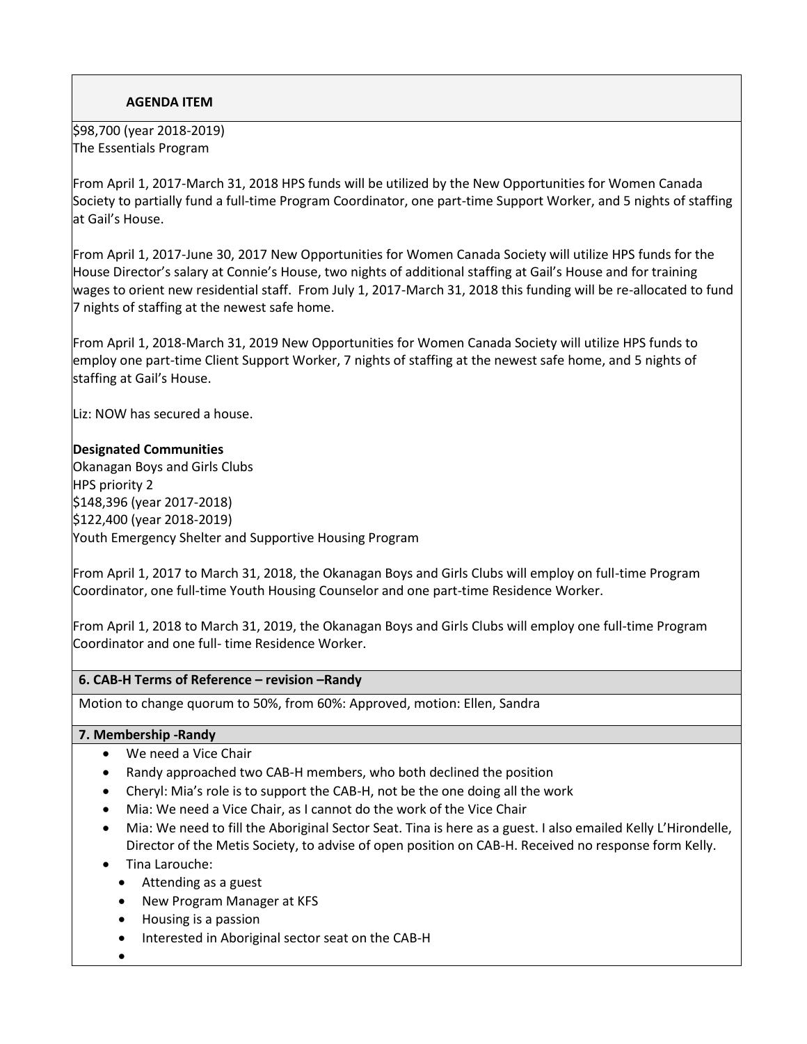**AGENDA ITEM**

$98,700 (year 2018-2019)
The Essentials Program

From April 1, 2017-March 31, 2018 HPS funds will be utilized by the New Opportunities for Women Canada Society to partially fund a full-time Program Coordinator, one part-time Support Worker, and 5 nights of staffing at Gail's House.

From April 1, 2017-June 30, 2017 New Opportunities for Women Canada Society will utilize HPS funds for the House Director's salary at Connie's House, two nights of additional staffing at Gail's House and for training wages to orient new residential staff. From July 1, 2017-March 31, 2018 this funding will be re-allocated to fund 7 nights of staffing at the newest safe home.

From April 1, 2018-March 31, 2019 New Opportunities for Women Canada Society will utilize HPS funds to employ one part-time Client Support Worker, 7 nights of staffing at the newest safe home, and 5 nights of staffing at Gail's House.

Liz: NOW has secured a house.

**Designated Communities**
Okanagan Boys and Girls Clubs
HPS priority 2
$148,396 (year 2017-2018)
$122,400 (year 2018-2019)
Youth Emergency Shelter and Supportive Housing Program

From April 1, 2017 to March 31, 2018, the Okanagan Boys and Girls Clubs will employ on full-time Program Coordinator, one full-time Youth Housing Counselor and one part-time Residence Worker.

From April 1, 2018 to March 31, 2019, the Okanagan Boys and Girls Clubs will employ one full-time Program Coordinator and one full- time Residence Worker.

**6. CAB-H Terms of Reference – revision –Randy**

Motion to change quorum to 50%, from 60%: Approved, motion: Ellen, Sandra

**7. Membership -Randy**

- We need a Vice Chair
- Randy approached two CAB-H members, who both declined the position
- Cheryl: Mia's role is to support the CAB-H, not be the one doing all the work
- Mia: We need a Vice Chair, as I cannot do the work of the Vice Chair
- Mia: We need to fill the Aboriginal Sector Seat. Tina is here as a guest. I also emailed Kelly L'Hirondelle, Director of the Metis Society, to advise of open position on CAB-H. Received no response form Kelly.
- Tina Larouche:
  - Attending as a guest
  - New Program Manager at KFS
  - Housing is a passion
  - Interested in Aboriginal sector seat on the CAB-H
  -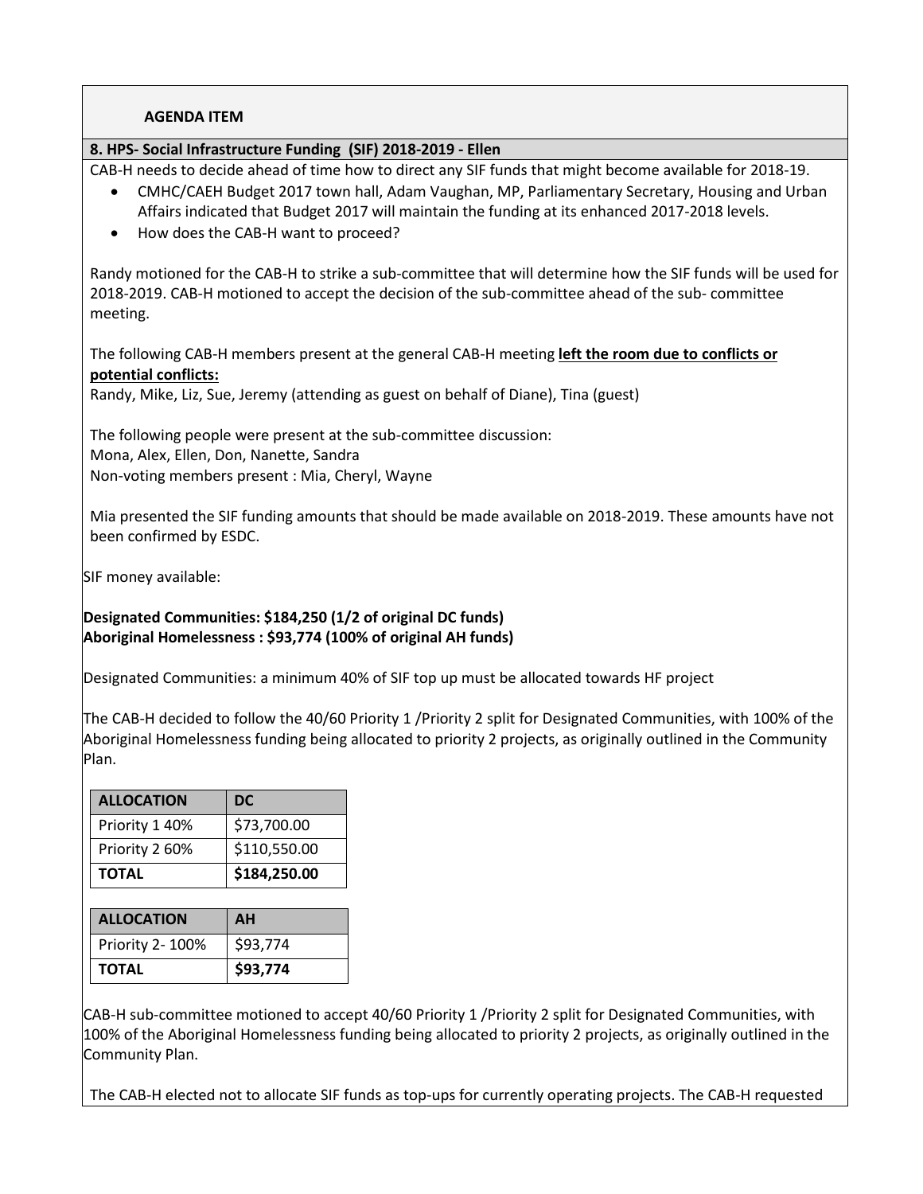**AGENDA ITEM**

**8. HPS- Social Infrastructure Funding (SIF) 2018-2019 - Ellen**

CAB-H needs to decide ahead of time how to direct any SIF funds that might become available for 2018-19.

- CMHC/CAEH Budget 2017 town hall, Adam Vaughan, MP, Parliamentary Secretary, Housing and Urban Affairs indicated that Budget 2017 will maintain the funding at its enhanced 2017-2018 levels.
- How does the CAB-H want to proceed?

Randy motioned for the CAB-H to strike a sub-committee that will determine how the SIF funds will be used for 2018-2019. CAB-H motioned to accept the decision of the sub-committee ahead of the sub- committee meeting.

The following CAB-H members present at the general CAB-H meeting **left the room due to conflicts or potential conflicts:**

Randy, Mike, Liz, Sue, Jeremy (attending as guest on behalf of Diane), Tina (guest)

The following people were present at the sub-committee discussion:
Mona, Alex, Ellen, Don, Nanette, Sandra
Non-voting members present : Mia, Cheryl, Wayne

Mia presented the SIF funding amounts that should be made available on 2018-2019. These amounts have not been confirmed by ESDC.

SIF money available:

**Designated Communities: $184,250 (1/2 of original DC funds)**
**Aboriginal Homelessness : $93,774 (100% of original AH funds)**

Designated Communities: a minimum 40% of SIF top up must be allocated towards HF project

The CAB-H decided to follow the 40/60 Priority 1 /Priority 2 split for Designated Communities, with 100% of the Aboriginal Homelessness funding being allocated to priority 2 projects, as originally outlined in the Community Plan.

| ALLOCATION | DC |
|---|---|
| Priority 1 40% | $73,700.00 |
| Priority 2 60% | $110,550.00 |
| **TOTAL** | **$184,250.00** |

| ALLOCATION | AH |
|---|---|
| Priority 2- 100% | $93,774 |
| **TOTAL** | **$93,774** |

CAB-H sub-committee motioned to accept 40/60 Priority 1 /Priority 2 split for Designated Communities, with 100% of the Aboriginal Homelessness funding being allocated to priority 2 projects, as originally outlined in the Community Plan.

The CAB-H elected not to allocate SIF funds as top-ups for currently operating projects. The CAB-H requested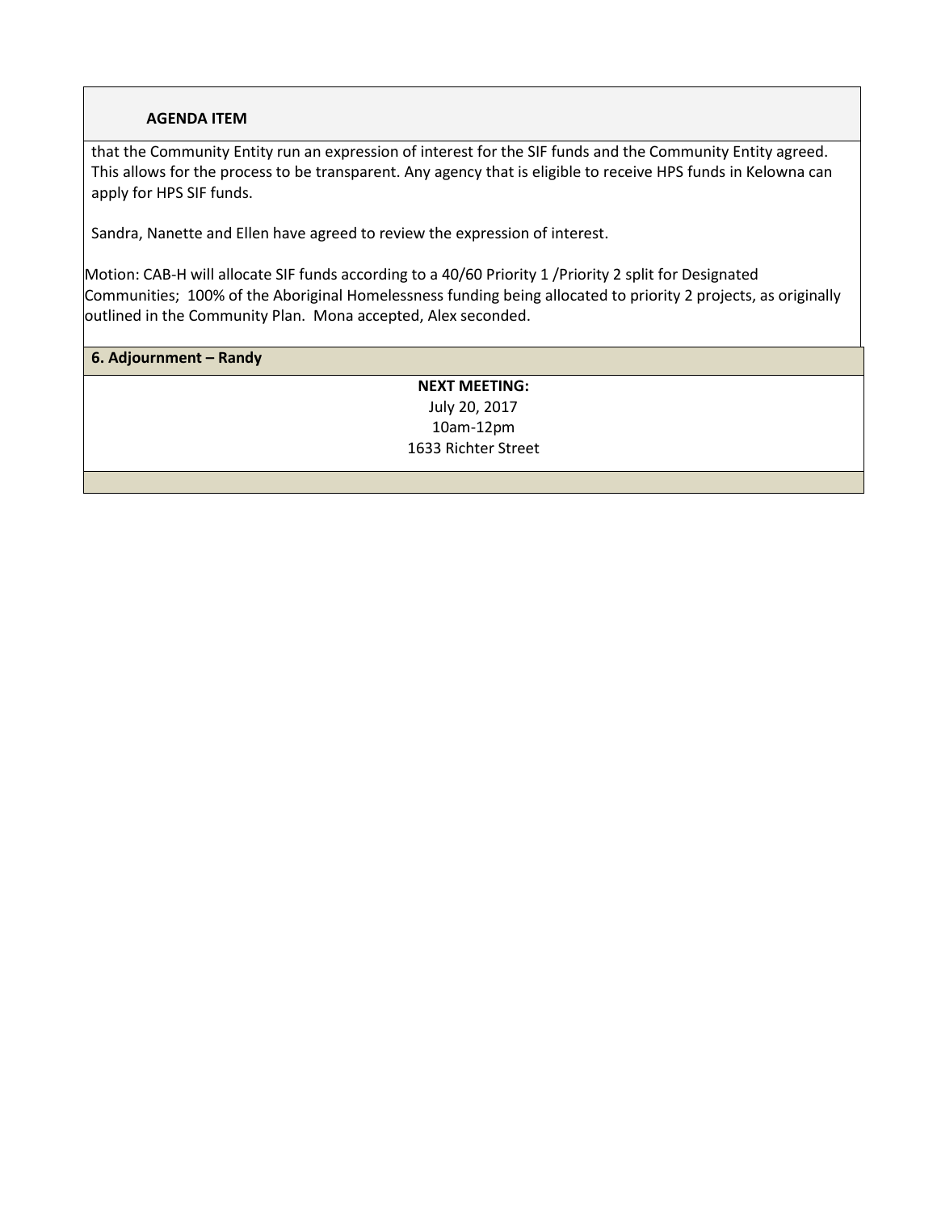**AGENDA ITEM**

that the Community Entity run an expression of interest for the SIF funds and the Community Entity agreed. This allows for the process to be transparent. Any agency that is eligible to receive HPS funds in Kelowna can apply for HPS SIF funds.

Sandra, Nanette and Ellen have agreed to review the expression of interest.

Motion: CAB-H will allocate SIF funds according to a 40/60 Priority 1 /Priority 2 split for Designated Communities; 100% of the Aboriginal Homelessness funding being allocated to priority 2 projects, as originally outlined in the Community Plan. Mona accepted, Alex seconded.

**6. Adjournment – Randy**

**NEXT MEETING:**
July 20, 2017
10am-12pm
1633 Richter Street